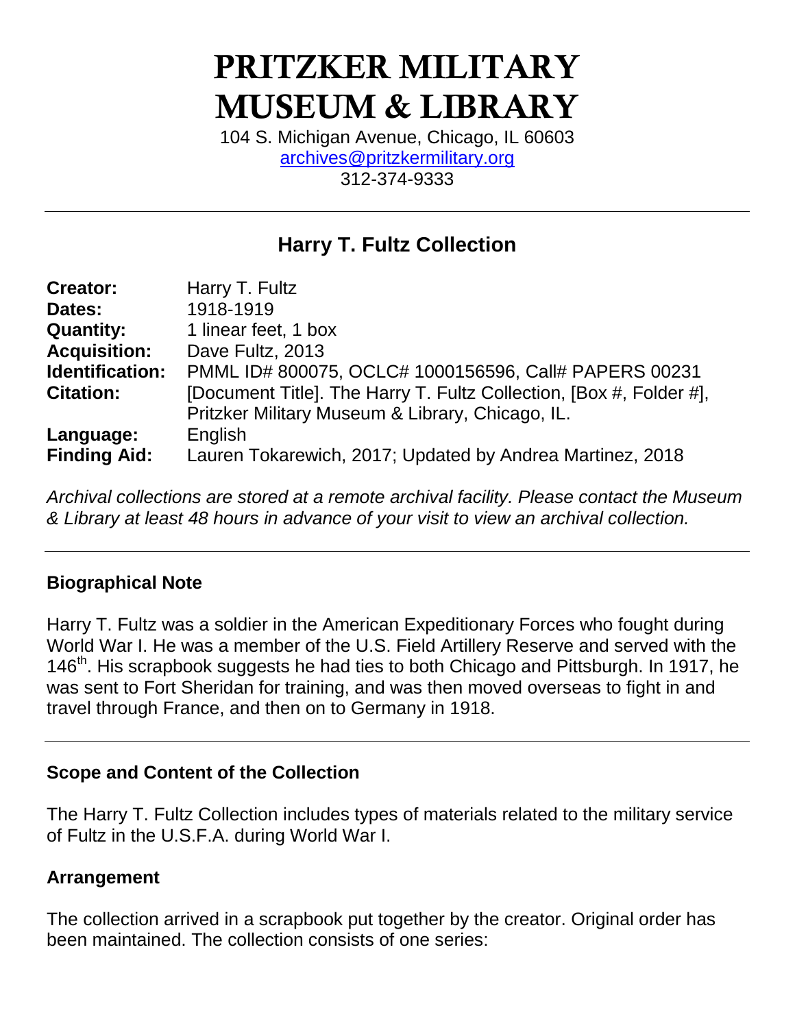# PRITZKER MILITARY MUSEUM & LIBRARY

104 S. Michigan Avenue, Chicago, IL 60603
archives@pritzkermilitary.org
312-374-9333

---

## Harry T. Fultz Collection

| | |
|---|---|
| **Creator:** | Harry T. Fultz |
| **Dates:** | 1918-1919 |
| **Quantity:** | 1 linear feet, 1 box |
| **Acquisition:** | Dave Fultz, 2013 |
| **Identification:** | PMML ID# 800075, OCLC# 1000156596, Call# PAPERS 00231 |
| **Citation:** | [Document Title]. The Harry T. Fultz Collection, [Box #, Folder #], Pritzker Military Museum & Library, Chicago, IL. |
| **Language:** | English |
| **Finding Aid:** | Lauren Tokarewich, 2017; Updated by Andrea Martinez, 2018 |

*Archival collections are stored at a remote archival facility. Please contact the Museum & Library at least 48 hours in advance of your visit to view an archival collection.*

---

### Biographical Note

Harry T. Fultz was a soldier in the American Expeditionary Forces who fought during World War I. He was a member of the U.S. Field Artillery Reserve and served with the 146th. His scrapbook suggests he had ties to both Chicago and Pittsburgh. In 1917, he was sent to Fort Sheridan for training, and was then moved overseas to fight in and travel through France, and then on to Germany in 1918.

---

### Scope and Content of the Collection

The Harry T. Fultz Collection includes types of materials related to the military service of Fultz in the U.S.F.A. during World War I.

### Arrangement

The collection arrived in a scrapbook put together by the creator. Original order has been maintained. The collection consists of one series: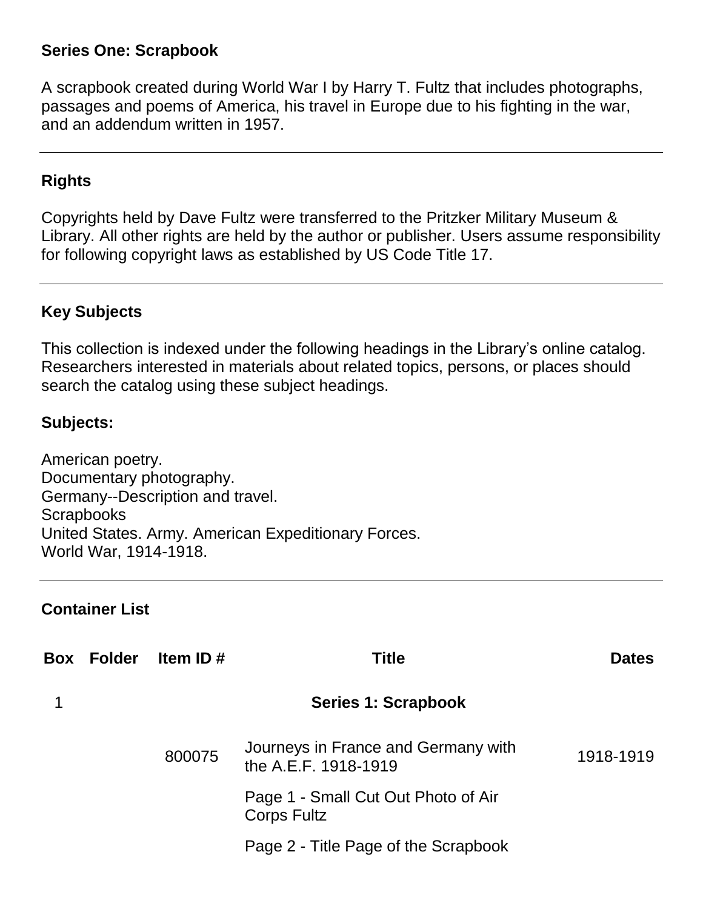### Series One: Scrapbook

A scrapbook created during World War I by Harry T. Fultz that includes photographs, passages and poems of America, his travel in Europe due to his fighting in the war, and an addendum written in 1957.

---

### Rights

Copyrights held by Dave Fultz were transferred to the Pritzker Military Museum & Library. All other rights are held by the author or publisher. Users assume responsibility for following copyright laws as established by US Code Title 17.

---

### Key Subjects

This collection is indexed under the following headings in the Library's online catalog. Researchers interested in materials about related topics, persons, or places should search the catalog using these subject headings.

**Subjects:**

American poetry.
Documentary photography.
Germany--Description and travel.
Scrapbooks
United States. Army. American Expeditionary Forces.
World War, 1914-1918.

---

### Container List

| Box | Folder | Item ID # | Title | Dates |
|---|---|---|---|---|
| 1 | | | **Series 1: Scrapbook** | |
| | | 800075 | Journeys in France and Germany with the A.E.F. 1918-1919 | 1918-1919 |
| | | | Page 1 - Small Cut Out Photo of Air Corps Fultz | |
| | | | Page 2 - Title Page of the Scrapbook | |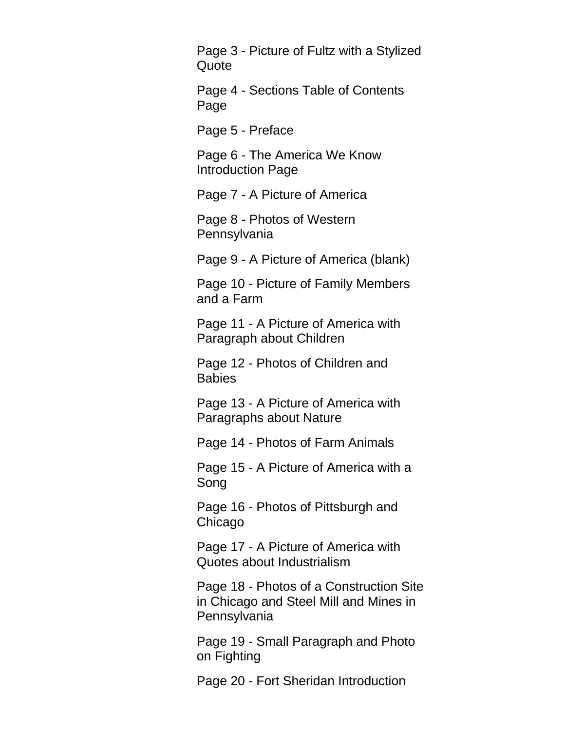Page 3 - Picture of Fultz with a Stylized Quote

Page 4 - Sections Table of Contents Page

Page 5 - Preface

Page 6 - The America We Know Introduction Page

Page 7 - A Picture of America

Page 8 - Photos of Western Pennsylvania

Page 9 - A Picture of America (blank)

Page 10 - Picture of Family Members and a Farm

Page 11 - A Picture of America with Paragraph about Children

Page 12 - Photos of Children and Babies

Page 13 - A Picture of America with Paragraphs about Nature

Page 14 - Photos of Farm Animals

Page 15 - A Picture of America with a Song

Page 16 - Photos of Pittsburgh and Chicago

Page 17 - A Picture of America with Quotes about Industrialism

Page 18 - Photos of a Construction Site in Chicago and Steel Mill and Mines in Pennsylvania

Page 19 - Small Paragraph and Photo on Fighting

Page 20 - Fort Sheridan Introduction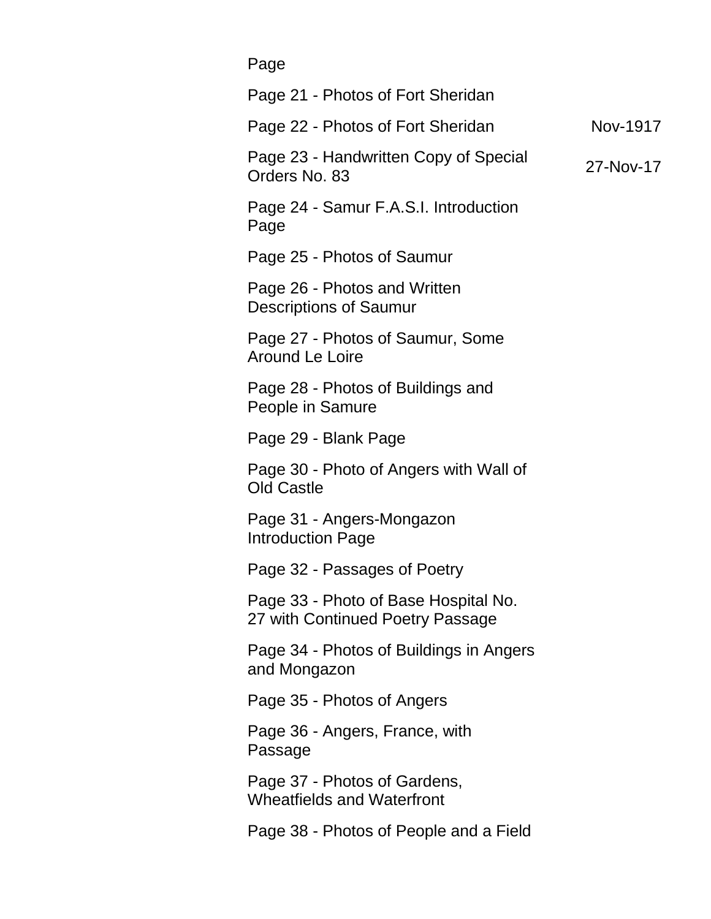| Page | |
|---|---|
| Page 21 - Photos of Fort Sheridan | |
| Page 22 - Photos of Fort Sheridan | Nov-1917 |
| Page 23 - Handwritten Copy of Special Orders No. 83 | 27-Nov-17 |
| Page 24 - Samur F.A.S.I. Introduction Page | |
| Page 25 - Photos of Saumur | |
| Page 26 - Photos and Written Descriptions of Saumur | |
| Page 27 - Photos of Saumur, Some Around Le Loire | |
| Page 28 - Photos of Buildings and People in Samure | |
| Page 29 - Blank Page | |
| Page 30 - Photo of Angers with Wall of Old Castle | |
| Page 31 - Angers-Mongazon Introduction Page | |
| Page 32 - Passages of Poetry | |
| Page 33 - Photo of Base Hospital No. 27 with Continued Poetry Passage | |
| Page 34 - Photos of Buildings in Angers and Mongazon | |
| Page 35 - Photos of Angers | |
| Page 36 - Angers, France, with Passage | |
| Page 37 - Photos of Gardens, Wheatfields and Waterfront | |
| Page 38 - Photos of People and a Field | |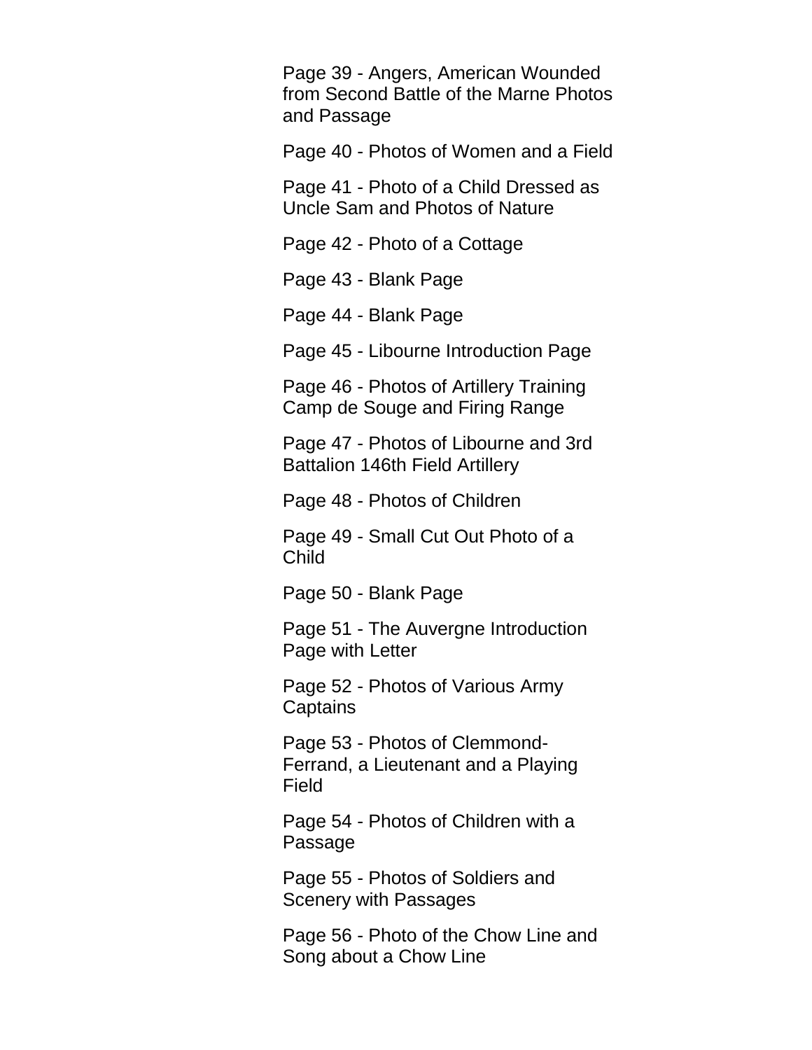Page 39 - Angers, American Wounded from Second Battle of the Marne Photos and Passage

Page 40 - Photos of Women and a Field

Page 41 - Photo of a Child Dressed as Uncle Sam and Photos of Nature

Page 42 - Photo of a Cottage

Page 43 - Blank Page

Page 44 - Blank Page

Page 45 - Libourne Introduction Page

Page 46 - Photos of Artillery Training Camp de Souge and Firing Range

Page 47 - Photos of Libourne and 3rd Battalion 146th Field Artillery

Page 48 - Photos of Children

Page 49 - Small Cut Out Photo of a Child

Page 50 - Blank Page

Page 51 - The Auvergne Introduction Page with Letter

Page 52 - Photos of Various Army Captains

Page 53 - Photos of Clemmond-Ferrand, a Lieutenant and a Playing Field

Page 54 - Photos of Children with a Passage

Page 55 - Photos of Soldiers and Scenery with Passages

Page 56 - Photo of the Chow Line and Song about a Chow Line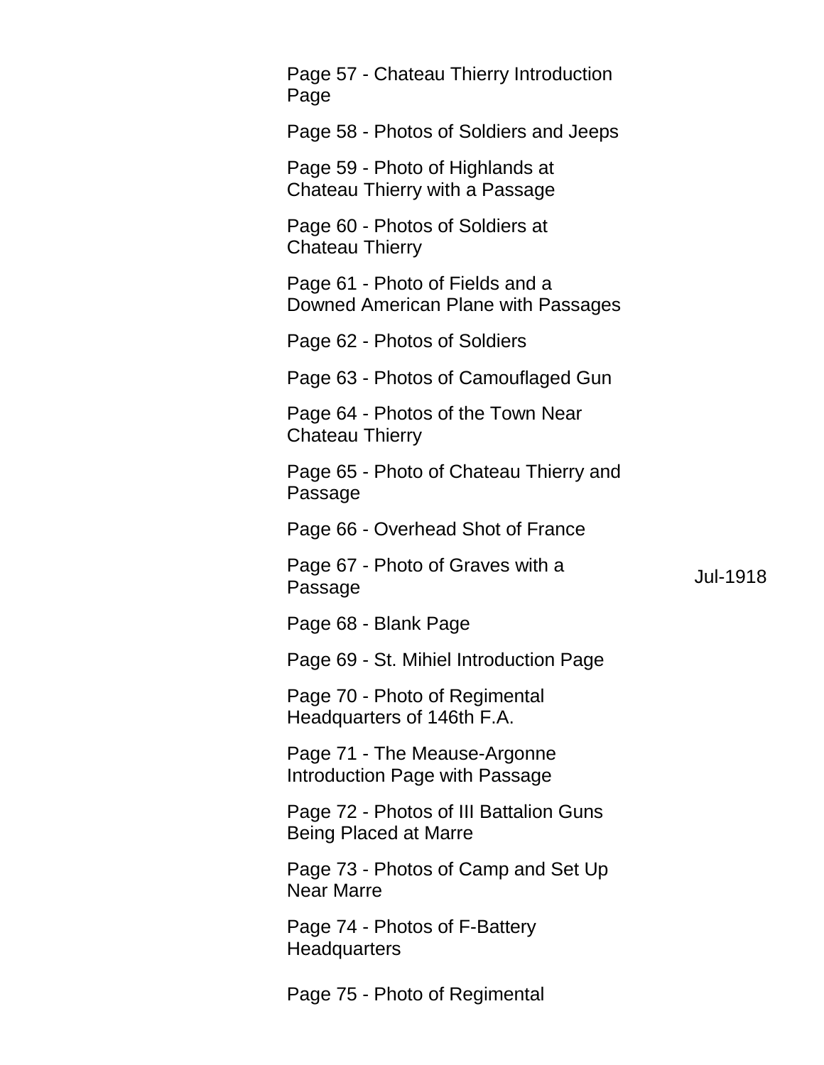Page 57 - Chateau Thierry Introduction Page

Page 58 - Photos of Soldiers and Jeeps

Page 59 - Photo of Highlands at Chateau Thierry with a Passage

Page 60 - Photos of Soldiers at Chateau Thierry

Page 61 - Photo of Fields and a Downed American Plane with Passages

Page 62 - Photos of Soldiers

Page 63 - Photos of Camouflaged Gun

Page 64 - Photos of the Town Near Chateau Thierry

Page 65 - Photo of Chateau Thierry and Passage

Page 66 - Overhead Shot of France

Page 67 - Photo of Graves with a Passage — Jul-1918

Page 68 - Blank Page

Page 69 - St. Mihiel Introduction Page

Page 70 - Photo of Regimental Headquarters of 146th F.A.

Page 71 - The Meause-Argonne Introduction Page with Passage

Page 72 - Photos of III Battalion Guns Being Placed at Marre

Page 73 - Photos of Camp and Set Up Near Marre

Page 74 - Photos of F-Battery Headquarters

Page 75 - Photo of Regimental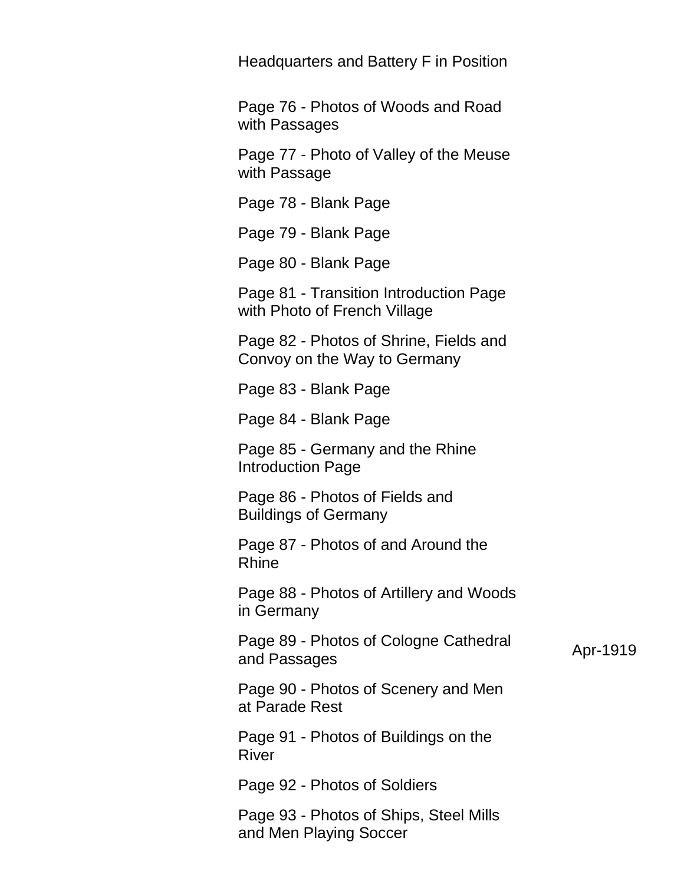Headquarters and Battery F in Position

Page 76 - Photos of Woods and Road with Passages

Page 77 - Photo of Valley of the Meuse with Passage

Page 78 - Blank Page

Page 79 - Blank Page

Page 80 - Blank Page

Page 81 - Transition Introduction Page with Photo of French Village

Page 82 - Photos of Shrine, Fields and Convoy on the Way to Germany

Page 83 - Blank Page

Page 84 - Blank Page

Page 85 - Germany and the Rhine Introduction Page

Page 86 - Photos of Fields and Buildings of Germany

Page 87 - Photos of and Around the Rhine

Page 88 - Photos of Artillery and Woods in Germany

Page 89 - Photos of Cologne Cathedral and Passages — Apr-1919

Page 90 - Photos of Scenery and Men at Parade Rest

Page 91 - Photos of Buildings on the River

Page 92 - Photos of Soldiers

Page 93 - Photos of Ships, Steel Mills and Men Playing Soccer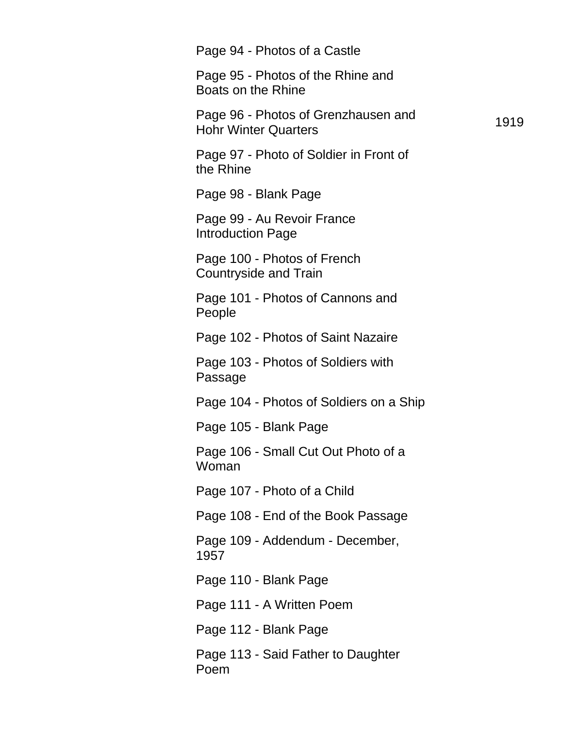Page 94 - Photos of a Castle

Page 95 - Photos of the Rhine and Boats on the Rhine

Page 96 - Photos of Grenzhausen and Hohr Winter Quarters — 1919

Page 97 - Photo of Soldier in Front of the Rhine

Page 98 - Blank Page

Page 99 - Au Revoir France Introduction Page

Page 100 - Photos of French Countryside and Train

Page 101 - Photos of Cannons and People

Page 102 - Photos of Saint Nazaire

Page 103 - Photos of Soldiers with Passage

Page 104 - Photos of Soldiers on a Ship

Page 105 - Blank Page

Page 106 - Small Cut Out Photo of a Woman

Page 107 - Photo of a Child

Page 108 - End of the Book Passage

Page 109 - Addendum - December, 1957

Page 110 - Blank Page

Page 111 - A Written Poem

Page 112 - Blank Page

Page 113 - Said Father to Daughter Poem